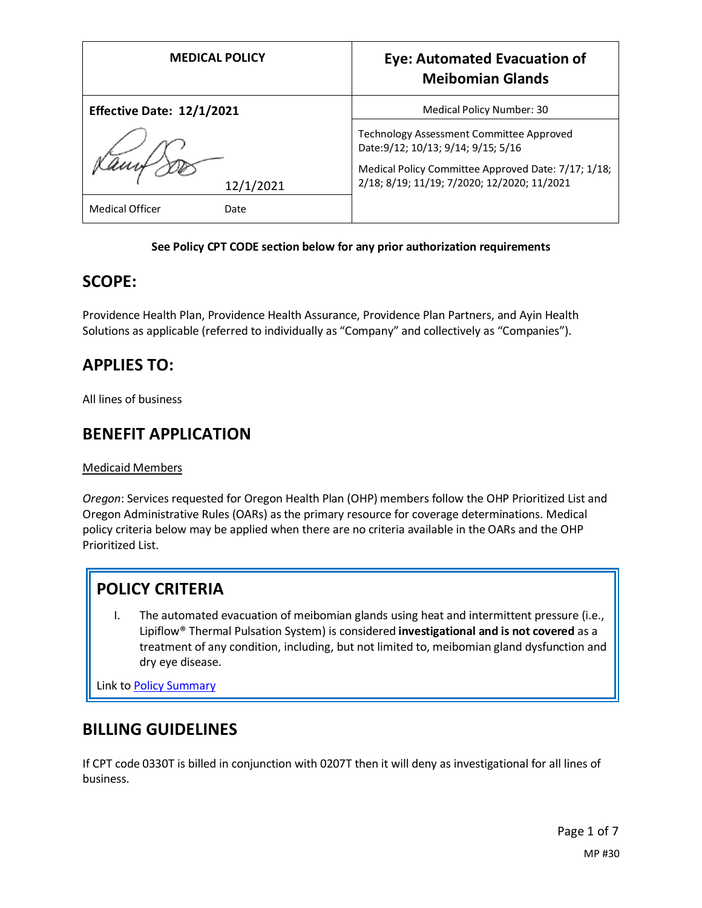| MEDICAL POLICY | Eye: Automated Evacuation of Meibomian Glands |
|---|---|
| **Effective Date: 12/1/2021** | Medical Policy Number: 30 |
| 12/1/2021 | Technology Assessment Committee Approved Date:9/12; 10/13; 9/14; 9/15; 5/16<br>Medical Policy Committee Approved Date: 7/17; 1/18; 2/18; 8/19; 11/19; 7/2020; 12/2020; 11/2021 |
| Medical Officer Date | |

**See Policy CPT CODE section below for any prior authorization requirements**

## SCOPE:

Providence Health Plan, Providence Health Assurance, Providence Plan Partners, and Ayin Health Solutions as applicable (referred to individually as "Company" and collectively as "Companies").

## APPLIES TO:

All lines of business

## BENEFIT APPLICATION

Medicaid Members

*Oregon*: Services requested for Oregon Health Plan (OHP) members follow the OHP Prioritized List and Oregon Administrative Rules (OARs) as the primary resource for coverage determinations. Medical policy criteria below may be applied when there are no criteria available in the OARs and the OHP Prioritized List.

## POLICY CRITERIA

I. The automated evacuation of meibomian glands using heat and intermittent pressure (i.e., Lipiflow® Thermal Pulsation System) is considered **investigational and is not covered** as a treatment of any condition, including, but not limited to, meibomian gland dysfunction and dry eye disease.

Link to Policy Summary

## BILLING GUIDELINES

If CPT code 0330T is billed in conjunction with 0207T then it will deny as investigational for all lines of business.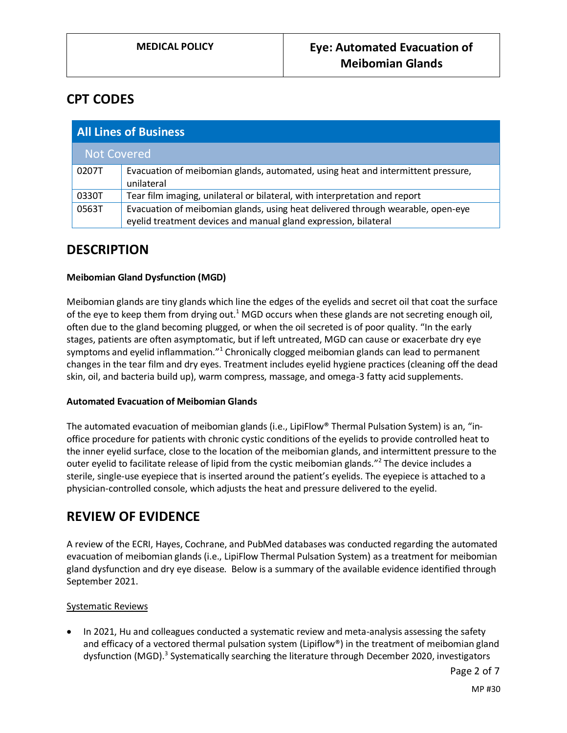## CPT CODES

| All Lines of Business | |
|---|---|
| Not Covered | |
| 0207T | Evacuation of meibomian glands, automated, using heat and intermittent pressure, unilateral |
| 0330T | Tear film imaging, unilateral or bilateral, with interpretation and report |
| 0563T | Evacuation of meibomian glands, using heat delivered through wearable, open-eye eyelid treatment devices and manual gland expression, bilateral |

## DESCRIPTION

**Meibomian Gland Dysfunction (MGD)**

Meibomian glands are tiny glands which line the edges of the eyelids and secret oil that coat the surface of the eye to keep them from drying out.[1] MGD occurs when these glands are not secreting enough oil, often due to the gland becoming plugged, or when the oil secreted is of poor quality. "In the early stages, patients are often asymptomatic, but if left untreated, MGD can cause or exacerbate dry eye symptoms and eyelid inflammation."[1] Chronically clogged meibomian glands can lead to permanent changes in the tear film and dry eyes. Treatment includes eyelid hygiene practices (cleaning off the dead skin, oil, and bacteria build up), warm compress, massage, and omega-3 fatty acid supplements.

**Automated Evacuation of Meibomian Glands**

The automated evacuation of meibomian glands (i.e., LipiFlow® Thermal Pulsation System) is an, "in-office procedure for patients with chronic cystic conditions of the eyelids to provide controlled heat to the inner eyelid surface, close to the location of the meibomian glands, and intermittent pressure to the outer eyelid to facilitate release of lipid from the cystic meibomian glands."[2] The device includes a sterile, single-use eyepiece that is inserted around the patient's eyelids. The eyepiece is attached to a physician-controlled console, which adjusts the heat and pressure delivered to the eyelid.

## REVIEW OF EVIDENCE

A review of the ECRI, Hayes, Cochrane, and PubMed databases was conducted regarding the automated evacuation of meibomian glands (i.e., LipiFlow Thermal Pulsation System) as a treatment for meibomian gland dysfunction and dry eye disease. Below is a summary of the available evidence identified through September 2021.

Systematic Reviews

- In 2021, Hu and colleagues conducted a systematic review and meta-analysis assessing the safety and efficacy of a vectored thermal pulsation system (Lipiflow®) in the treatment of meibomian gland dysfunction (MGD).[3] Systematically searching the literature through December 2020, investigators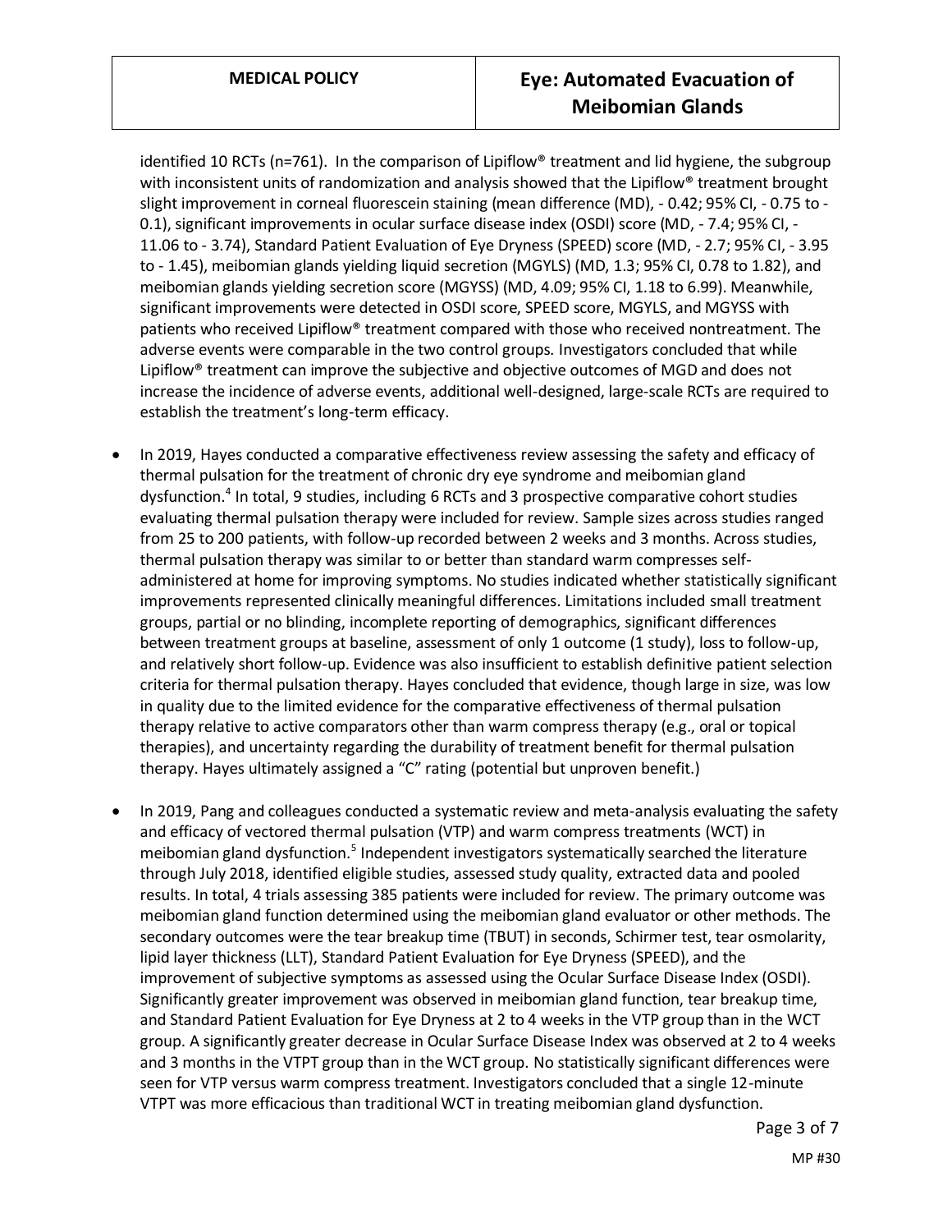identified 10 RCTs (n=761). In the comparison of Lipiflow® treatment and lid hygiene, the subgroup with inconsistent units of randomization and analysis showed that the Lipiflow® treatment brought slight improvement in corneal fluorescein staining (mean difference (MD), - 0.42; 95% CI, - 0.75 to - 0.1), significant improvements in ocular surface disease index (OSDI) score (MD, - 7.4; 95% CI, - 11.06 to - 3.74), Standard Patient Evaluation of Eye Dryness (SPEED) score (MD, - 2.7; 95% CI, - 3.95 to - 1.45), meibomian glands yielding liquid secretion (MGYLS) (MD, 1.3; 95% CI, 0.78 to 1.82), and meibomian glands yielding secretion score (MGYSS) (MD, 4.09; 95% CI, 1.18 to 6.99). Meanwhile, significant improvements were detected in OSDI score, SPEED score, MGYLS, and MGYSS with patients who received Lipiflow® treatment compared with those who received nontreatment. The adverse events were comparable in the two control groups. Investigators concluded that while Lipiflow® treatment can improve the subjective and objective outcomes of MGD and does not increase the incidence of adverse events, additional well-designed, large-scale RCTs are required to establish the treatment's long-term efficacy.

- In 2019, Hayes conducted a comparative effectiveness review assessing the safety and efficacy of thermal pulsation for the treatment of chronic dry eye syndrome and meibomian gland dysfunction.[4] In total, 9 studies, including 6 RCTs and 3 prospective comparative cohort studies evaluating thermal pulsation therapy were included for review. Sample sizes across studies ranged from 25 to 200 patients, with follow-up recorded between 2 weeks and 3 months. Across studies, thermal pulsation therapy was similar to or better than standard warm compresses self-administered at home for improving symptoms. No studies indicated whether statistically significant improvements represented clinically meaningful differences. Limitations included small treatment groups, partial or no blinding, incomplete reporting of demographics, significant differences between treatment groups at baseline, assessment of only 1 outcome (1 study), loss to follow-up, and relatively short follow-up. Evidence was also insufficient to establish definitive patient selection criteria for thermal pulsation therapy. Hayes concluded that evidence, though large in size, was low in quality due to the limited evidence for the comparative effectiveness of thermal pulsation therapy relative to active comparators other than warm compress therapy (e.g., oral or topical therapies), and uncertainty regarding the durability of treatment benefit for thermal pulsation therapy. Hayes ultimately assigned a "C" rating (potential but unproven benefit.)

- In 2019, Pang and colleagues conducted a systematic review and meta-analysis evaluating the safety and efficacy of vectored thermal pulsation (VTP) and warm compress treatments (WCT) in meibomian gland dysfunction.[5] Independent investigators systematically searched the literature through July 2018, identified eligible studies, assessed study quality, extracted data and pooled results. In total, 4 trials assessing 385 patients were included for review. The primary outcome was meibomian gland function determined using the meibomian gland evaluator or other methods. The secondary outcomes were the tear breakup time (TBUT) in seconds, Schirmer test, tear osmolarity, lipid layer thickness (LLT), Standard Patient Evaluation for Eye Dryness (SPEED), and the improvement of subjective symptoms as assessed using the Ocular Surface Disease Index (OSDI). Significantly greater improvement was observed in meibomian gland function, tear breakup time, and Standard Patient Evaluation for Eye Dryness at 2 to 4 weeks in the VTP group than in the WCT group. A significantly greater decrease in Ocular Surface Disease Index was observed at 2 to 4 weeks and 3 months in the VTPT group than in the WCT group. No statistically significant differences were seen for VTP versus warm compress treatment. Investigators concluded that a single 12-minute VTPT was more efficacious than traditional WCT in treating meibomian gland dysfunction.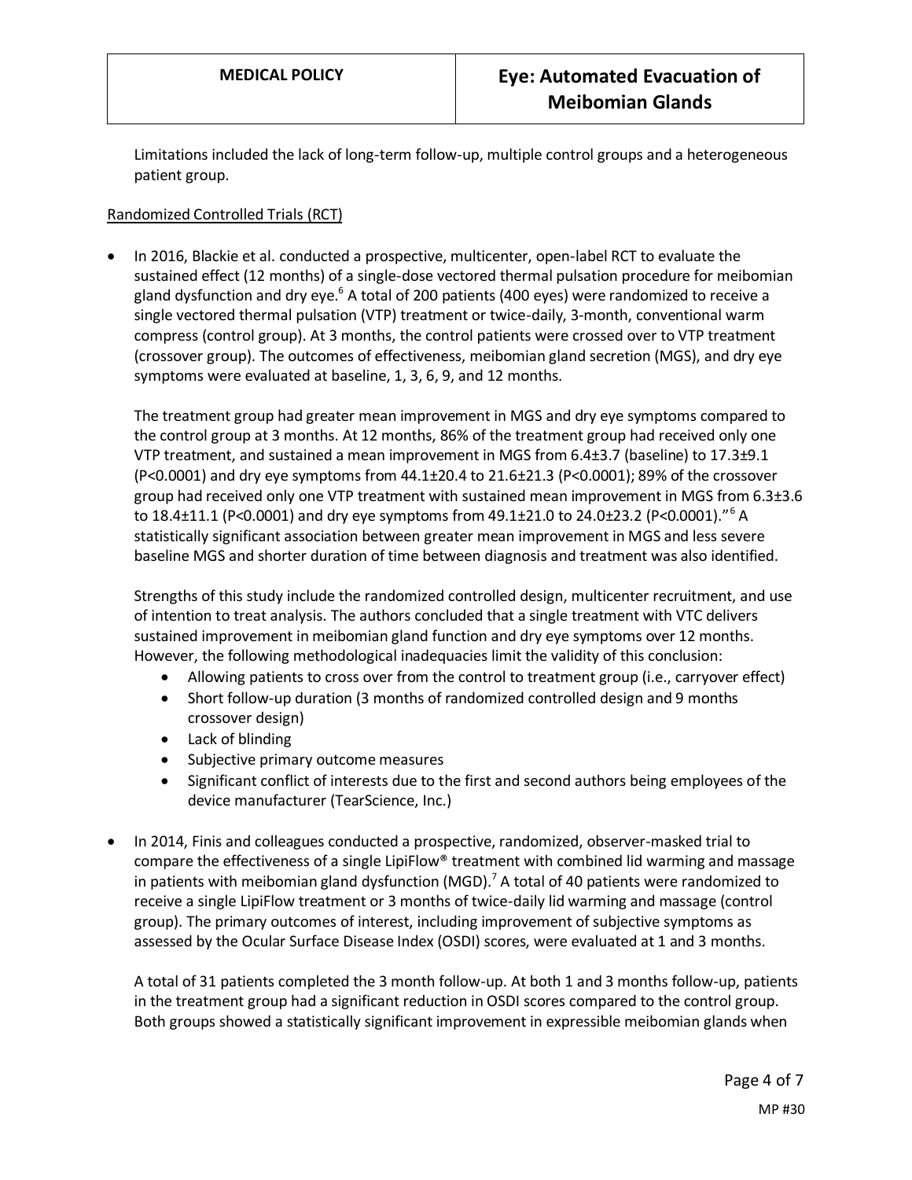Limitations included the lack of long-term follow-up, multiple control groups and a heterogeneous patient group.

Randomized Controlled Trials (RCT)

- In 2016, Blackie et al. conducted a prospective, multicenter, open-label RCT to evaluate the sustained effect (12 months) of a single-dose vectored thermal pulsation procedure for meibomian gland dysfunction and dry eye.[6] A total of 200 patients (400 eyes) were randomized to receive a single vectored thermal pulsation (VTP) treatment or twice-daily, 3-month, conventional warm compress (control group). At 3 months, the control patients were crossed over to VTP treatment (crossover group). The outcomes of effectiveness, meibomian gland secretion (MGS), and dry eye symptoms were evaluated at baseline, 1, 3, 6, 9, and 12 months.

  The treatment group had greater mean improvement in MGS and dry eye symptoms compared to the control group at 3 months. At 12 months, 86% of the treatment group had received only one VTP treatment, and sustained a mean improvement in MGS from 6.4±3.7 (baseline) to 17.3±9.1 (P<0.0001) and dry eye symptoms from 44.1±20.4 to 21.6±21.3 (P<0.0001); 89% of the crossover group had received only one VTP treatment with sustained mean improvement in MGS from 6.3±3.6 to 18.4±11.1 (P<0.0001) and dry eye symptoms from 49.1±21.0 to 24.0±23.2 (P<0.0001)."[6] A statistically significant association between greater mean improvement in MGS and less severe baseline MGS and shorter duration of time between diagnosis and treatment was also identified.

  Strengths of this study include the randomized controlled design, multicenter recruitment, and use of intention to treat analysis. The authors concluded that a single treatment with VTC delivers sustained improvement in meibomian gland function and dry eye symptoms over 12 months. However, the following methodological inadequacies limit the validity of this conclusion:
  - Allowing patients to cross over from the control to treatment group (i.e., carryover effect)
  - Short follow-up duration (3 months of randomized controlled design and 9 months crossover design)
  - Lack of blinding
  - Subjective primary outcome measures
  - Significant conflict of interests due to the first and second authors being employees of the device manufacturer (TearScience, Inc.)

- In 2014, Finis and colleagues conducted a prospective, randomized, observer-masked trial to compare the effectiveness of a single LipiFlow® treatment with combined lid warming and massage in patients with meibomian gland dysfunction (MGD).[7] A total of 40 patients were randomized to receive a single LipiFlow treatment or 3 months of twice-daily lid warming and massage (control group). The primary outcomes of interest, including improvement of subjective symptoms as assessed by the Ocular Surface Disease Index (OSDI) scores, were evaluated at 1 and 3 months.

  A total of 31 patients completed the 3 month follow-up. At both 1 and 3 months follow-up, patients in the treatment group had a significant reduction in OSDI scores compared to the control group. Both groups showed a statistically significant improvement in expressible meibomian glands when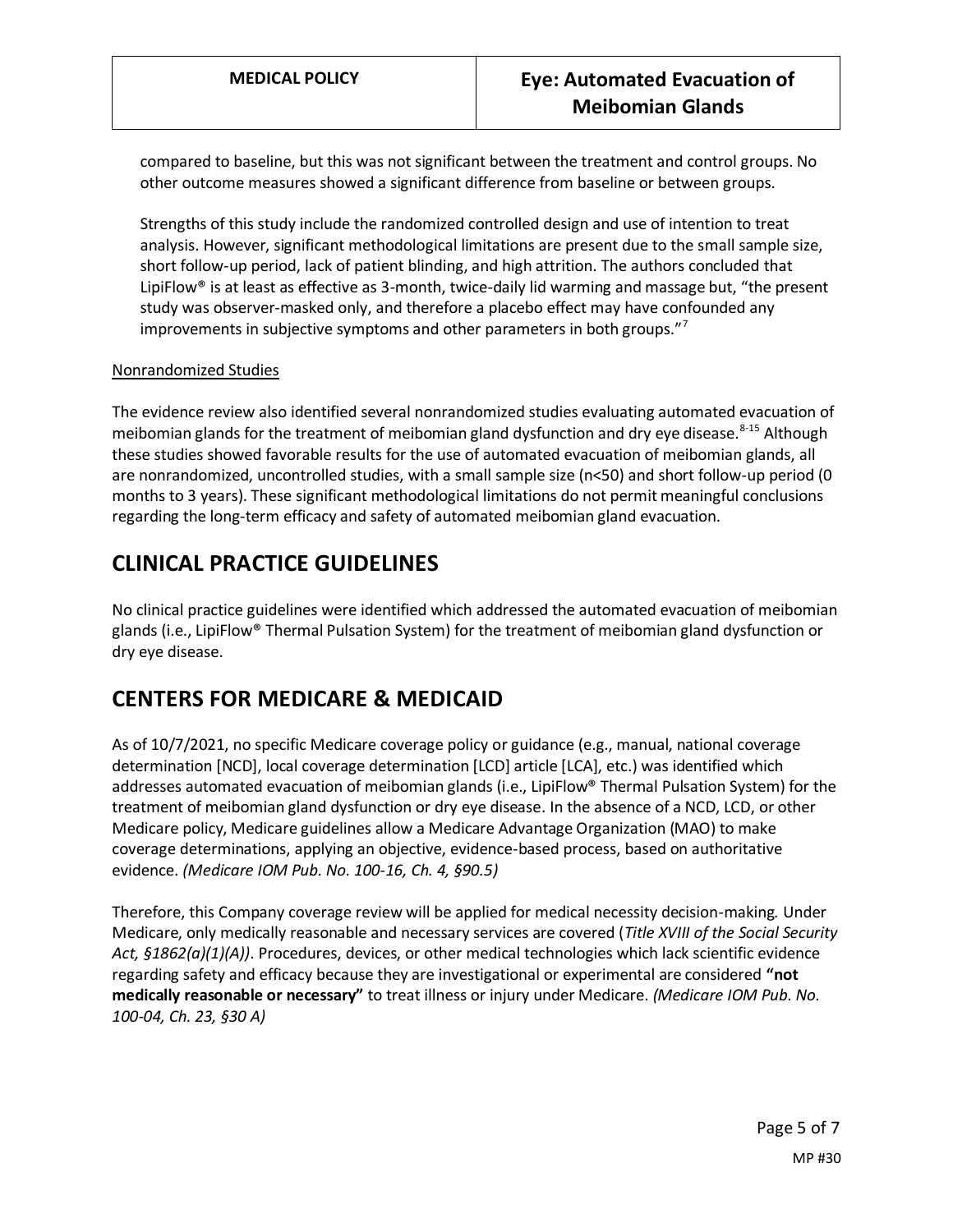compared to baseline, but this was not significant between the treatment and control groups. No other outcome measures showed a significant difference from baseline or between groups.

Strengths of this study include the randomized controlled design and use of intention to treat analysis. However, significant methodological limitations are present due to the small sample size, short follow-up period, lack of patient blinding, and high attrition. The authors concluded that LipiFlow® is at least as effective as 3-month, twice-daily lid warming and massage but, "the present study was observer-masked only, and therefore a placebo effect may have confounded any improvements in subjective symptoms and other parameters in both groups."[7]

Nonrandomized Studies

The evidence review also identified several nonrandomized studies evaluating automated evacuation of meibomian glands for the treatment of meibomian gland dysfunction and dry eye disease.[8-15] Although these studies showed favorable results for the use of automated evacuation of meibomian glands, all are nonrandomized, uncontrolled studies, with a small sample size (n<50) and short follow-up period (0 months to 3 years). These significant methodological limitations do not permit meaningful conclusions regarding the long-term efficacy and safety of automated meibomian gland evacuation.

# CLINICAL PRACTICE GUIDELINES

No clinical practice guidelines were identified which addressed the automated evacuation of meibomian glands (i.e., LipiFlow® Thermal Pulsation System) for the treatment of meibomian gland dysfunction or dry eye disease.

# CENTERS FOR MEDICARE & MEDICAID

As of 10/7/2021, no specific Medicare coverage policy or guidance (e.g., manual, national coverage determination [NCD], local coverage determination [LCD] article [LCA], etc.) was identified which addresses automated evacuation of meibomian glands (i.e., LipiFlow® Thermal Pulsation System) for the treatment of meibomian gland dysfunction or dry eye disease. In the absence of a NCD, LCD, or other Medicare policy, Medicare guidelines allow a Medicare Advantage Organization (MAO) to make coverage determinations, applying an objective, evidence-based process, based on authoritative evidence. *(Medicare IOM Pub. No. 100-16, Ch. 4, §90.5)*

Therefore, this Company coverage review will be applied for medical necessity decision-making. Under Medicare, only medically reasonable and necessary services are covered (*Title XVIII of the Social Security Act, §1862(a)(1)(A))*. Procedures, devices, or other medical technologies which lack scientific evidence regarding safety and efficacy because they are investigational or experimental are considered **"not medically reasonable or necessary"** to treat illness or injury under Medicare. *(Medicare IOM Pub. No. 100-04, Ch. 23, §30 A)*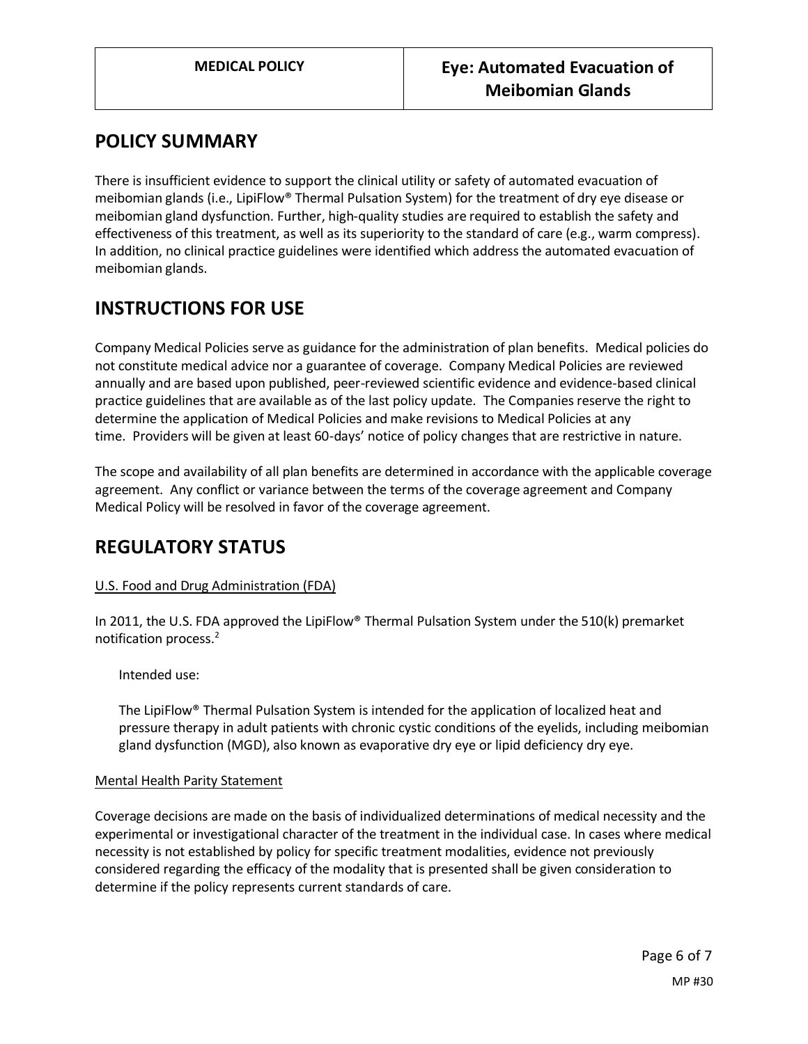| MEDICAL POLICY | Eye: Automated Evacuation of Meibomian Glands |
|---|---|

## POLICY SUMMARY

There is insufficient evidence to support the clinical utility or safety of automated evacuation of meibomian glands (i.e., LipiFlow® Thermal Pulsation System) for the treatment of dry eye disease or meibomian gland dysfunction. Further, high-quality studies are required to establish the safety and effectiveness of this treatment, as well as its superiority to the standard of care (e.g., warm compress). In addition, no clinical practice guidelines were identified which address the automated evacuation of meibomian glands.

## INSTRUCTIONS FOR USE

Company Medical Policies serve as guidance for the administration of plan benefits. Medical policies do not constitute medical advice nor a guarantee of coverage. Company Medical Policies are reviewed annually and are based upon published, peer-reviewed scientific evidence and evidence-based clinical practice guidelines that are available as of the last policy update. The Companies reserve the right to determine the application of Medical Policies and make revisions to Medical Policies at any time. Providers will be given at least 60-days' notice of policy changes that are restrictive in nature.

The scope and availability of all plan benefits are determined in accordance with the applicable coverage agreement. Any conflict or variance between the terms of the coverage agreement and Company Medical Policy will be resolved in favor of the coverage agreement.

## REGULATORY STATUS

U.S. Food and Drug Administration (FDA)

In 2011, the U.S. FDA approved the LipiFlow® Thermal Pulsation System under the 510(k) premarket notification process.[2]

> Intended use:
>
> The LipiFlow® Thermal Pulsation System is intended for the application of localized heat and pressure therapy in adult patients with chronic cystic conditions of the eyelids, including meibomian gland dysfunction (MGD), also known as evaporative dry eye or lipid deficiency dry eye.

Mental Health Parity Statement

Coverage decisions are made on the basis of individualized determinations of medical necessity and the experimental or investigational character of the treatment in the individual case. In cases where medical necessity is not established by policy for specific treatment modalities, evidence not previously considered regarding the efficacy of the modality that is presented shall be given consideration to determine if the policy represents current standards of care.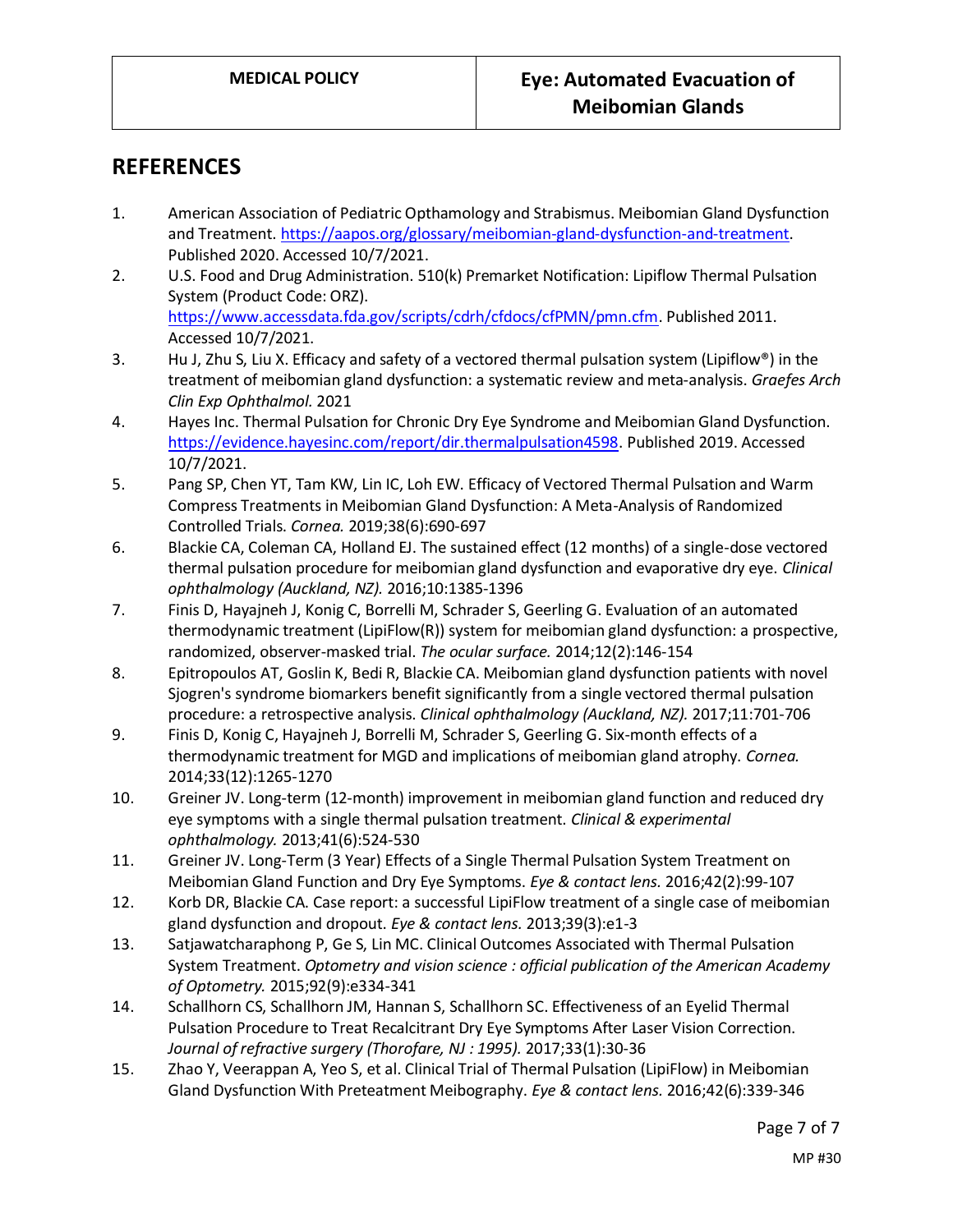## REFERENCES

1. American Association of Pediatric Opthamology and Strabismus. Meibomian Gland Dysfunction and Treatment. https://aapos.org/glossary/meibomian-gland-dysfunction-and-treatment. Published 2020. Accessed 10/7/2021.
2. U.S. Food and Drug Administration. 510(k) Premarket Notification: Lipiflow Thermal Pulsation System (Product Code: ORZ). https://www.accessdata.fda.gov/scripts/cdrh/cfdocs/cfPMN/pmn.cfm. Published 2011. Accessed 10/7/2021.
3. Hu J, Zhu S, Liu X. Efficacy and safety of a vectored thermal pulsation system (Lipiflow®) in the treatment of meibomian gland dysfunction: a systematic review and meta-analysis. *Graefes Arch Clin Exp Ophthalmol.* 2021
4. Hayes Inc. Thermal Pulsation for Chronic Dry Eye Syndrome and Meibomian Gland Dysfunction. https://evidence.hayesinc.com/report/dir.thermalpulsation4598. Published 2019. Accessed 10/7/2021.
5. Pang SP, Chen YT, Tam KW, Lin IC, Loh EW. Efficacy of Vectored Thermal Pulsation and Warm Compress Treatments in Meibomian Gland Dysfunction: A Meta-Analysis of Randomized Controlled Trials. *Cornea.* 2019;38(6):690-697
6. Blackie CA, Coleman CA, Holland EJ. The sustained effect (12 months) of a single-dose vectored thermal pulsation procedure for meibomian gland dysfunction and evaporative dry eye. *Clinical ophthalmology (Auckland, NZ).* 2016;10:1385-1396
7. Finis D, Hayajneh J, Konig C, Borrelli M, Schrader S, Geerling G. Evaluation of an automated thermodynamic treatment (LipiFlow(R)) system for meibomian gland dysfunction: a prospective, randomized, observer-masked trial. *The ocular surface.* 2014;12(2):146-154
8. Epitropoulos AT, Goslin K, Bedi R, Blackie CA. Meibomian gland dysfunction patients with novel Sjogren's syndrome biomarkers benefit significantly from a single vectored thermal pulsation procedure: a retrospective analysis. *Clinical ophthalmology (Auckland, NZ).* 2017;11:701-706
9. Finis D, Konig C, Hayajneh J, Borrelli M, Schrader S, Geerling G. Six-month effects of a thermodynamic treatment for MGD and implications of meibomian gland atrophy. *Cornea.* 2014;33(12):1265-1270
10. Greiner JV. Long-term (12-month) improvement in meibomian gland function and reduced dry eye symptoms with a single thermal pulsation treatment. *Clinical & experimental ophthalmology.* 2013;41(6):524-530
11. Greiner JV. Long-Term (3 Year) Effects of a Single Thermal Pulsation System Treatment on Meibomian Gland Function and Dry Eye Symptoms. *Eye & contact lens.* 2016;42(2):99-107
12. Korb DR, Blackie CA. Case report: a successful LipiFlow treatment of a single case of meibomian gland dysfunction and dropout. *Eye & contact lens.* 2013;39(3):e1-3
13. Satjawatcharaphong P, Ge S, Lin MC. Clinical Outcomes Associated with Thermal Pulsation System Treatment. *Optometry and vision science : official publication of the American Academy of Optometry.* 2015;92(9):e334-341
14. Schallhorn CS, Schallhorn JM, Hannan S, Schallhorn SC. Effectiveness of an Eyelid Thermal Pulsation Procedure to Treat Recalcitrant Dry Eye Symptoms After Laser Vision Correction. *Journal of refractive surgery (Thorofare, NJ : 1995).* 2017;33(1):30-36
15. Zhao Y, Veerappan A, Yeo S, et al. Clinical Trial of Thermal Pulsation (LipiFlow) in Meibomian Gland Dysfunction With Preteatment Meibography. *Eye & contact lens.* 2016;42(6):339-346